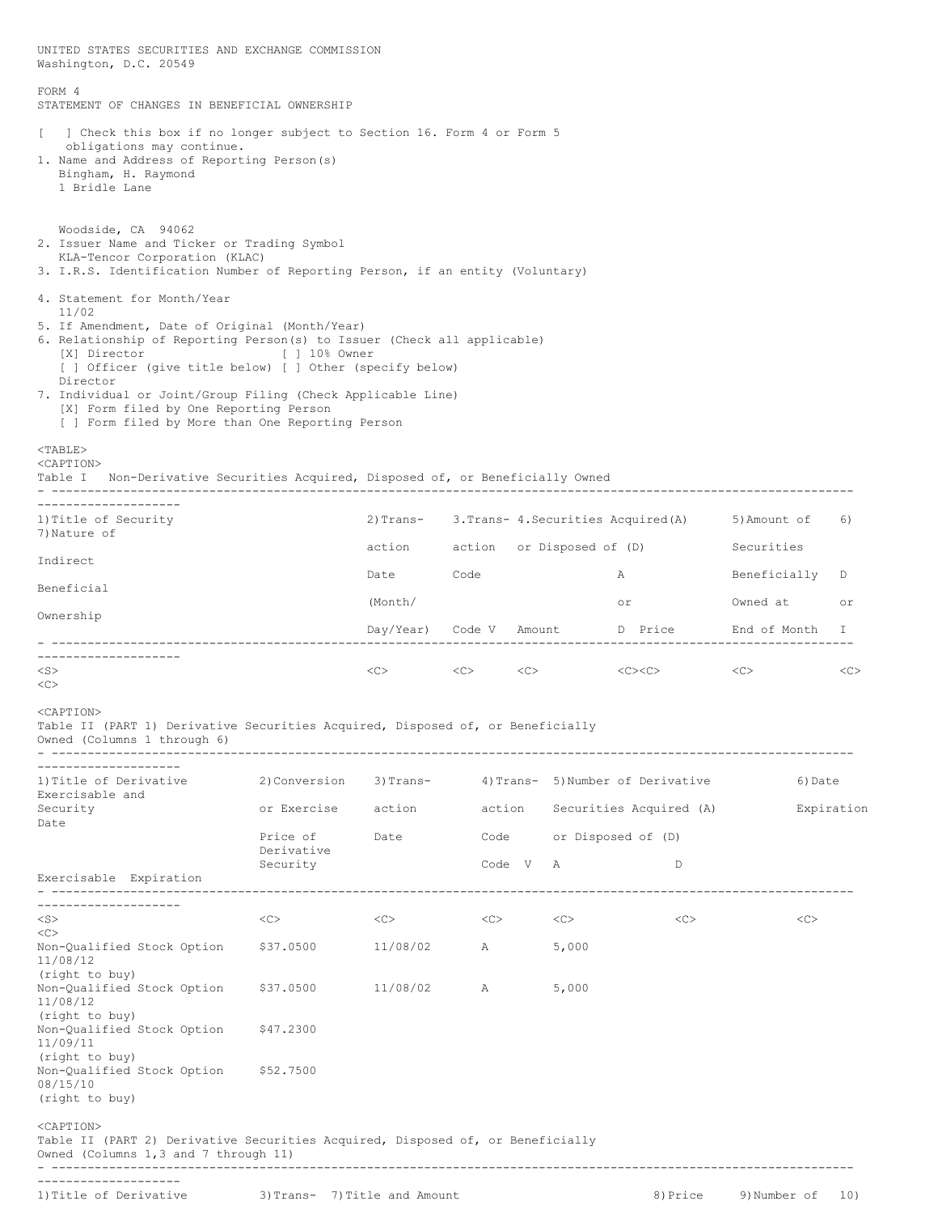UNITED STATES SECURITIES AND EXCHANGE COMMISSION
Washington, D.C. 20549

FORM 4
STATEMENT OF CHANGES IN BENEFICIAL OWNERSHIP

[ ] Check this box if no longer subject to Section 16. Form 4 or Form 5 obligations may continue.

1. Name and Address of Reporting Person(s)
   Bingham, H. Raymond
   1 Bridle Lane

   Woodside, CA 94062
2. Issuer Name and Ticker or Trading Symbol
   KLA-Tencor Corporation (KLAC)
3. I.R.S. Identification Number of Reporting Person, if an entity (Voluntary)

4. Statement for Month/Year
   11/02
5. If Amendment, Date of Original (Month/Year)
6. Relationship of Reporting Person(s) to Issuer (Check all applicable)
   [X] Director [ ] 10% Owner
   [ ] Officer (give title below) [ ] Other (specify below)
   Director
7. Individual or Joint/Group Filing (Check Applicable Line)
   [X] Form filed by One Reporting Person
   [ ] Form filed by More than One Reporting Person

Table I Non-Derivative Securities Acquired, Disposed of, or Beneficially Owned

| 1)Title of Security | 2)Transaction Date (Month/Day/Year) | 3.Transaction Code | V | 4.Securities Acquired(A) or Disposed of (D) Amount | A or D | Price | 5)Amount of Securities Beneficially Owned at End of Month | 6) D or I | 7)Nature of Indirect Beneficial Ownership |
|---|---|---|---|---|---|---|---|---|---|

Table II (PART 1) Derivative Securities Acquired, Disposed of, or Beneficially Owned (Columns 1 through 6)

| 1)Title of Derivative Security | 2)Conversion or Exercise Price of Derivative Security | 3)Transaction Date | 4)Transaction Code | V | 5)Number of Derivative Securities Acquired (A) | or Disposed of (D) | 6)Date Exercisable | and Expiration Date |
|---|---|---|---|---|---|---|---|---|
| Non-Qualified Stock Option (right to buy) | $37.0500 | 11/08/02 | A | | 5,000 | | | 11/08/12 |
| Non-Qualified Stock Option (right to buy) | $37.0500 | 11/08/02 | A | | 5,000 | | | 11/08/12 |
| Non-Qualified Stock Option (right to buy) | $47.2300 | | | | | | | 11/09/11 |
| Non-Qualified Stock Option (right to buy) | $52.7500 | | | | | | | 08/15/10 |

Table II (PART 2) Derivative Securities Acquired, Disposed of, or Beneficially Owned (Columns 1,3 and 7 through 11)

| 1)Title of Derivative | 3)Trans- | 7)Title and Amount | 8)Price | 9)Number of | 10) |
|---|---|---|---|---|---|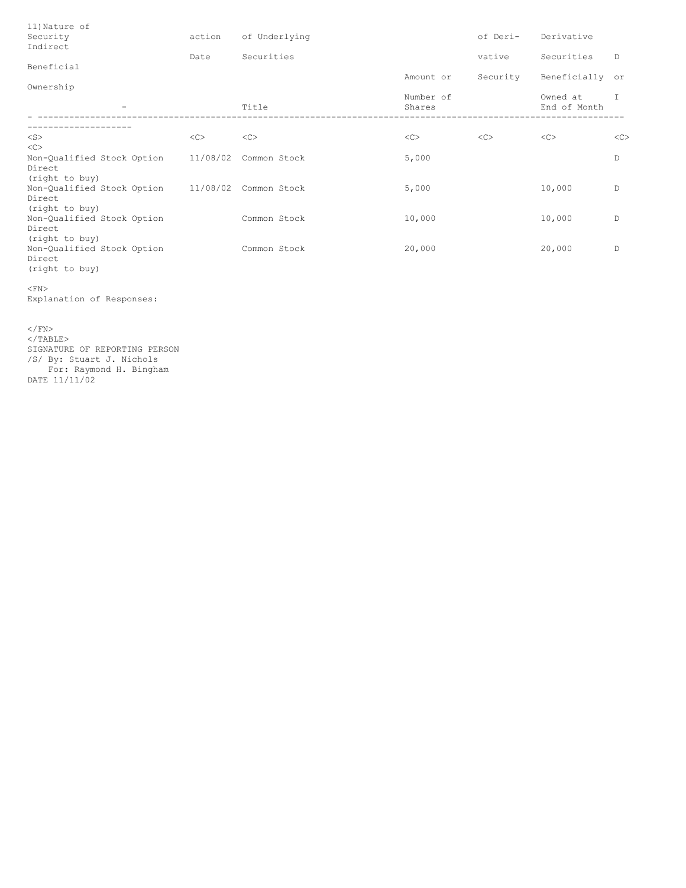| 1)Title of Derivative Security | Transaction Date | Title of Underlying Securities | Amount or Number of Shares | Price of Derivative Security | Number of Derivative Securities Beneficially Owned at End of Month | D or I | 11)Nature of Indirect Beneficial Ownership |
|---|---|---|---|---|---|---|---|
| Non-Qualified Stock Option (right to buy) | 11/08/02 | Common Stock | 5,000 | | | D | Direct |
| Non-Qualified Stock Option (right to buy) | 11/08/02 | Common Stock | 5,000 | | 10,000 | D | Direct |
| Non-Qualified Stock Option (right to buy) | | Common Stock | 10,000 | | 10,000 | D | Direct |
| Non-Qualified Stock Option (right to buy) | | Common Stock | 20,000 | | 20,000 | D | Direct |

Explanation of Responses:

SIGNATURE OF REPORTING PERSON
/S/ By: Stuart J. Nichols
For: Raymond H. Bingham
DATE 11/11/02